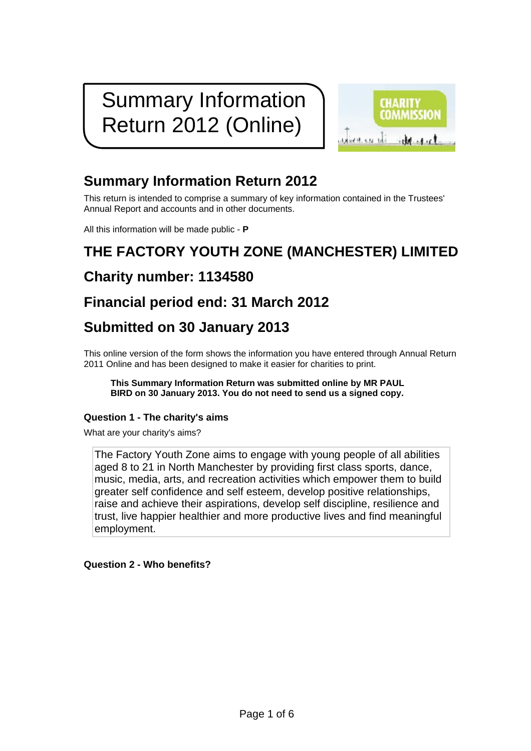# Summary Information Return 2012 (Online)

## Summary Information Return 2012

This return is intended to comprise a summary of key information contained in the Trustees' Annual Report and accounts and in other documents.

All this information will be made public - **P**

## THE FACTORY YOUTH ZONE (MANCHESTER) LIMITED

## Charity number: 1134580

## Financial period end: 31 March 2012

## Submitted on 30 January 2013

This online version of the form shows the information you have entered through Annual Return 2011 Online and has been designed to make it easier for charities to print.

> **This Summary Information Return was submitted online by MR PAUL BIRD on 30 January 2013. You do not need to send us a signed copy.**

#### Question 1 - The charity's aims

What are your charity's aims?

> The Factory Youth Zone aims to engage with young people of all abilities aged 8 to 21 in North Manchester by providing first class sports, dance, music, media, arts, and recreation activities which empower them to build greater self confidence and self esteem, develop positive relationships, raise and achieve their aspirations, develop self discipline, resilience and trust, live happier healthier and more productive lives and find meaningful employment.

#### Question 2 - Who benefits?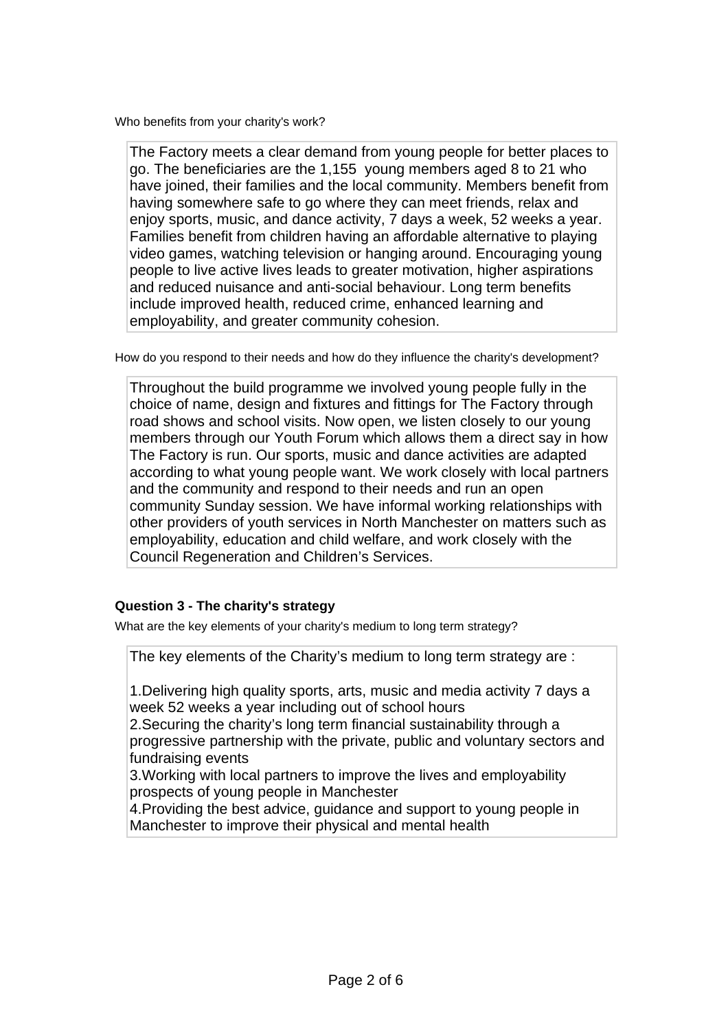Who benefits from your charity's work?

The Factory meets a clear demand from young people for better places to go. The beneficiaries are the 1,155 young members aged 8 to 21 who have joined, their families and the local community. Members benefit from having somewhere safe to go where they can meet friends, relax and enjoy sports, music, and dance activity, 7 days a week, 52 weeks a year. Families benefit from children having an affordable alternative to playing video games, watching television or hanging around. Encouraging young people to live active lives leads to greater motivation, higher aspirations and reduced nuisance and anti-social behaviour. Long term benefits include improved health, reduced crime, enhanced learning and employability, and greater community cohesion.

How do you respond to their needs and how do they influence the charity's development?

Throughout the build programme we involved young people fully in the choice of name, design and fixtures and fittings for The Factory through road shows and school visits. Now open, we listen closely to our young members through our Youth Forum which allows them a direct say in how The Factory is run. Our sports, music and dance activities are adapted according to what young people want. We work closely with local partners and the community and respond to their needs and run an open community Sunday session. We have informal working relationships with other providers of youth services in North Manchester on matters such as employability, education and child welfare, and work closely with the Council Regeneration and Children's Services.

### Question 3 - The charity's strategy

What are the key elements of your charity's medium to long term strategy?

The key elements of the Charity's medium to long term strategy are :

1. Delivering high quality sports, arts, music and media activity 7 days a week 52 weeks a year including out of school hours
2. Securing the charity's long term financial sustainability through a progressive partnership with the private, public and voluntary sectors and fundraising events
3. Working with local partners to improve the lives and employability prospects of young people in Manchester
4. Providing the best advice, guidance and support to young people in Manchester to improve their physical and mental health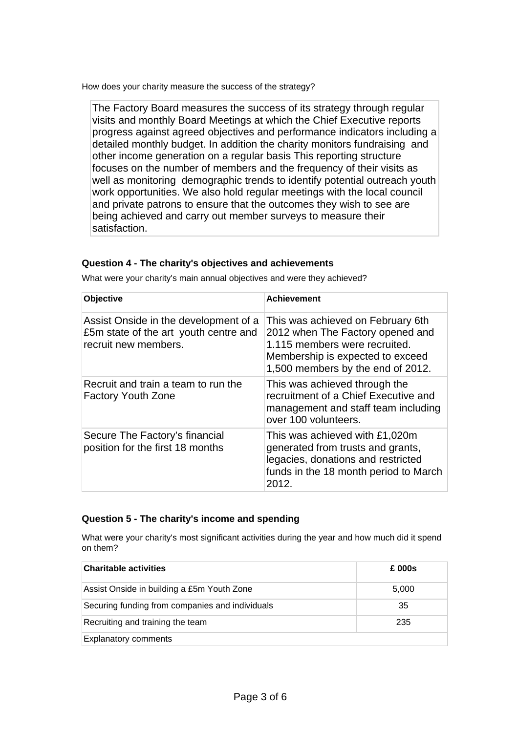How does your charity measure the success of the strategy?

The Factory Board measures the success of its strategy through regular visits and monthly Board Meetings at which the Chief Executive reports progress against agreed objectives and performance indicators including a detailed monthly budget. In addition the charity monitors fundraising and other income generation on a regular basis This reporting structure focuses on the number of members and the frequency of their visits as well as monitoring demographic trends to identify potential outreach youth work opportunities. We also hold regular meetings with the local council and private patrons to ensure that the outcomes they wish to see are being achieved and carry out member surveys to measure their satisfaction.

### Question 4 - The charity's objectives and achievements

What were your charity's main annual objectives and were they achieved?

| Objective | Achievement |
|---|---|
| Assist Onside in the development of a £5m state of the art youth centre and recruit new members. | This was achieved on February 6th 2012 when The Factory opened and 1.115 members were recruited. Membership is expected to exceed 1,500 members by the end of 2012. |
| Recruit and train a team to run the Factory Youth Zone | This was achieved through the recruitment of a Chief Executive and management and staff team including over 100 volunteers. |
| Secure The Factory's financial position for the first 18 months | This was achieved with £1,020m generated from trusts and grants, legacies, donations and restricted funds in the 18 month period to March 2012. |

### Question 5 - The charity's income and spending

What were your charity's most significant activities during the year and how much did it spend on them?

| Charitable activities | £ 000s |
|---|---|
| Assist Onside in building a £5m Youth Zone | 5,000 |
| Securing funding from companies and individuals | 35 |
| Recruiting and training the team | 235 |
| Explanatory comments | |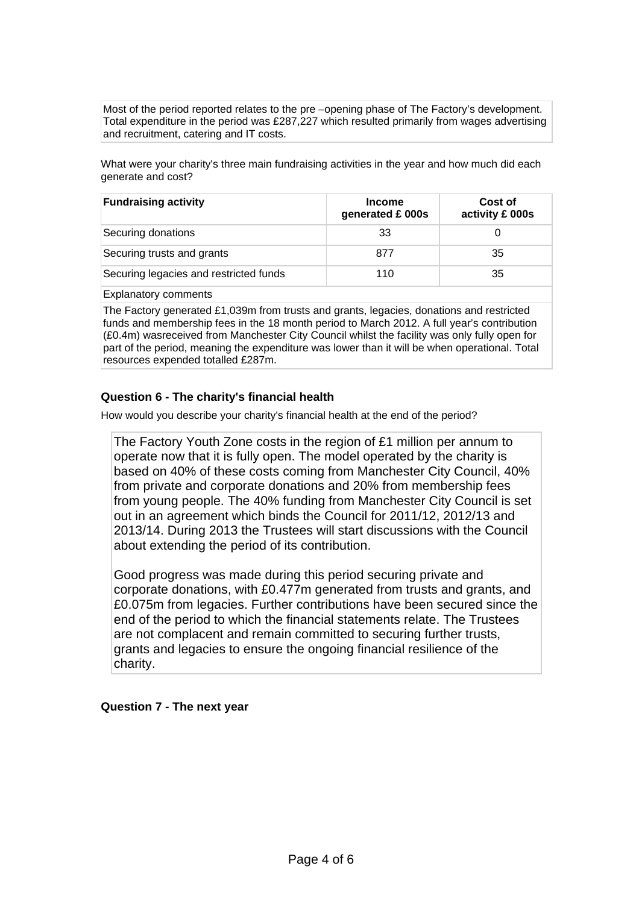Most of the period reported relates to the pre –opening phase of The Factory's development. Total expenditure in the period was £287,227 which resulted primarily from wages advertising and recruitment, catering and IT costs.

What were your charity's three main fundraising activities in the year and how much did each generate and cost?

| Fundraising activity | Income generated £ 000s | Cost of activity £ 000s |
| --- | --- | --- |
| Securing donations | 33 | 0 |
| Securing trusts and grants | 877 | 35 |
| Securing legacies and restricted funds | 110 | 35 |

Explanatory comments

The Factory generated £1,039m from trusts and grants, legacies, donations and restricted funds and membership fees in the 18 month period to March 2012. A full year's contribution (£0.4m) wasreceived from Manchester City Council whilst the facility was only fully open for part of the period, meaning the expenditure was lower than it will be when operational. Total resources expended totalled £287m.

### Question 6 - The charity's financial health

How would you describe your charity's financial health at the end of the period?

The Factory Youth Zone costs in the region of £1 million per annum to operate now that it is fully open. The model operated by the charity is based on 40% of these costs coming from Manchester City Council, 40% from private and corporate donations and 20% from membership fees from young people. The 40% funding from Manchester City Council is set out in an agreement which binds the Council for 2011/12, 2012/13 and 2013/14. During 2013 the Trustees will start discussions with the Council about extending the period of its contribution.

Good progress was made during this period securing private and corporate donations, with £0.477m generated from trusts and grants, and £0.075m from legacies. Further contributions have been secured since the end of the period to which the financial statements relate. The Trustees are not complacent and remain committed to securing further trusts, grants and legacies to ensure the ongoing financial resilience of the charity.

### Question 7 - The next year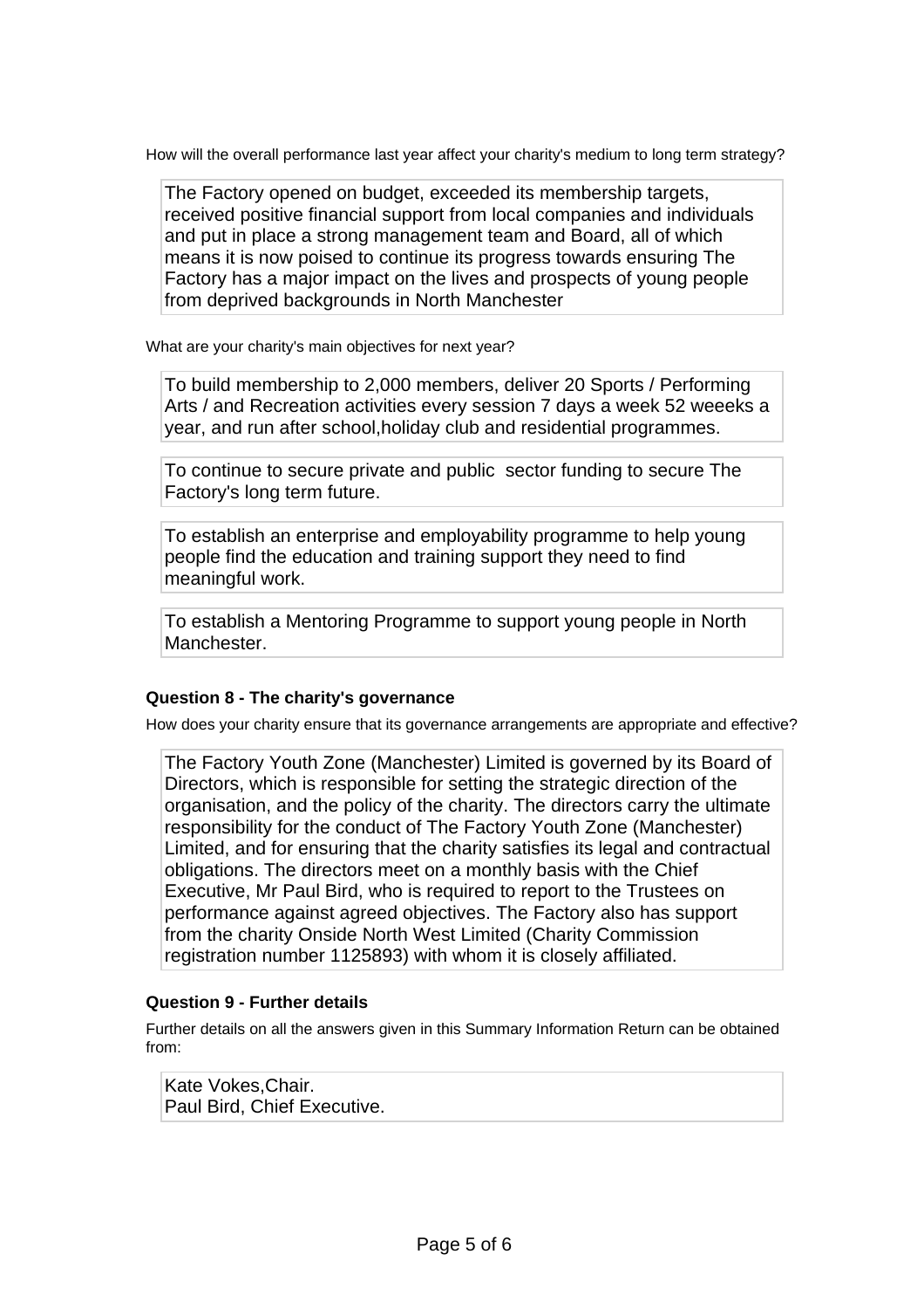How will the overall performance last year affect your charity's medium to long term strategy?

The Factory opened on budget, exceeded its membership targets, received positive financial support from local companies and individuals and put in place a strong management team and Board, all of which means it is now poised to continue its progress towards ensuring The Factory has a major impact on the lives and prospects of young people from deprived backgrounds in North Manchester

What are your charity's main objectives for next year?

To build membership to 2,000 members, deliver 20 Sports / Performing Arts / and Recreation activities every session 7 days a week 52 weeeks a year, and run after school,holiday club and residential programmes.

To continue to secure private and public  sector funding to secure The Factory's long term future.

To establish an enterprise and employability programme to help young people find the education and training support they need to find meaningful work.

To establish a Mentoring Programme to support young people in North Manchester.

### Question 8 - The charity's governance

How does your charity ensure that its governance arrangements are appropriate and effective?

The Factory Youth Zone (Manchester) Limited is governed by its Board of Directors, which is responsible for setting the strategic direction of the organisation, and the policy of the charity. The directors carry the ultimate responsibility for the conduct of The Factory Youth Zone (Manchester) Limited, and for ensuring that the charity satisfies its legal and contractual obligations. The directors meet on a monthly basis with the Chief Executive, Mr Paul Bird, who is required to report to the Trustees on performance against agreed objectives. The Factory also has support from the charity Onside North West Limited (Charity Commission registration number 1125893) with whom it is closely affiliated.

### Question 9 - Further details

Further details on all the answers given in this Summary Information Return can be obtained from:

Kate Vokes,Chair.
Paul Bird, Chief Executive.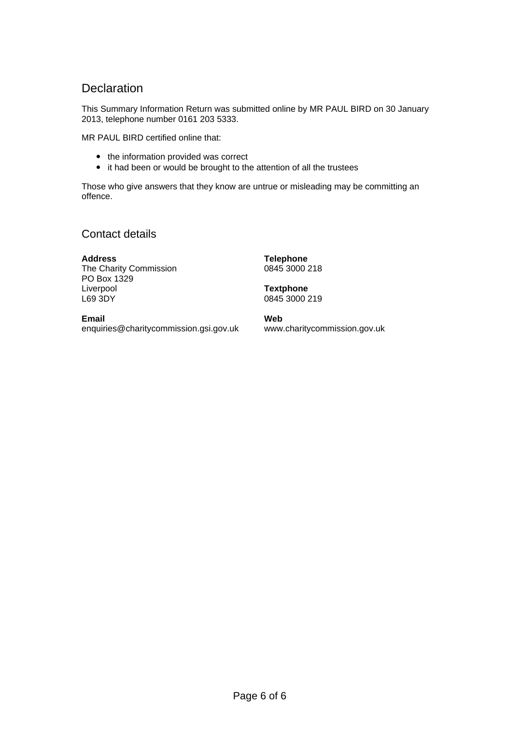## Declaration

This Summary Information Return was submitted online by MR PAUL BIRD on 30 January 2013, telephone number 0161 203 5333.

MR PAUL BIRD certified online that:

- the information provided was correct
- it had been or would be brought to the attention of all the trustees

Those who give answers that they know are untrue or misleading may be committing an offence.

## Contact details

**Address**
The Charity Commission
PO Box 1329
Liverpool
L69 3DY

**Telephone**
0845 3000 218

**Textphone**
0845 3000 219

**Email**
enquiries@charitycommission.gsi.gov.uk

**Web**
www.charitycommission.gov.uk